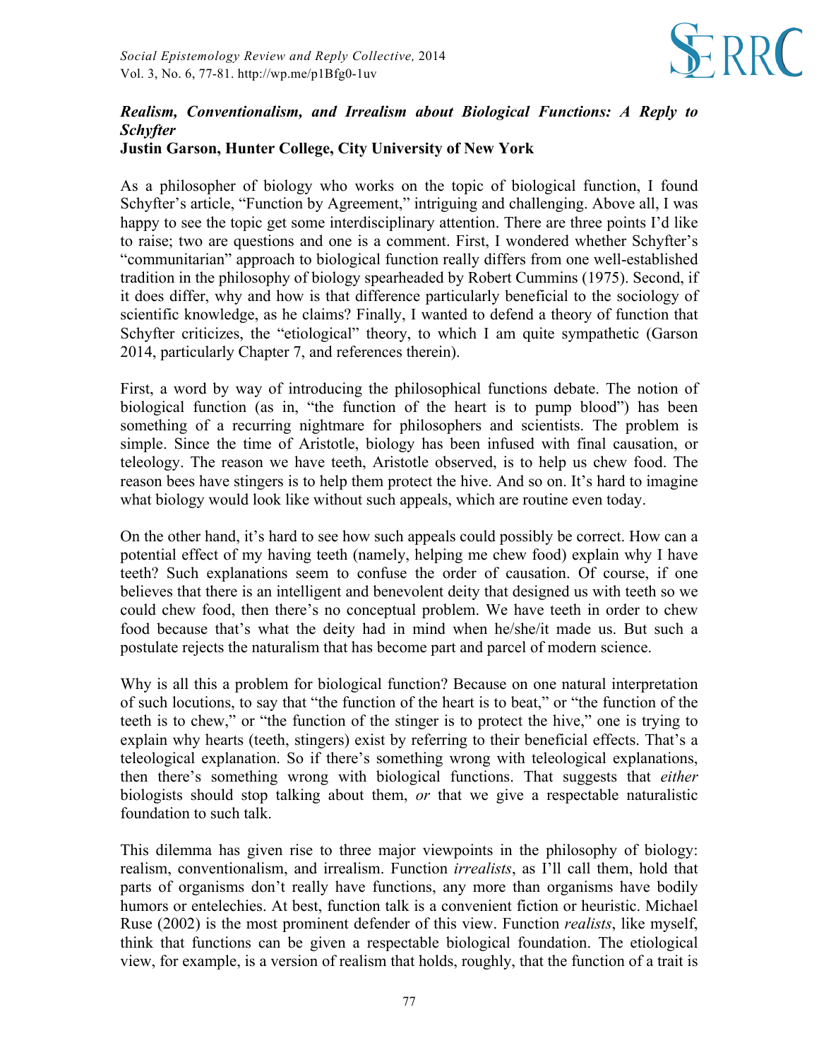## *Realism, Conventionalism, and Irrealism about Biological Functions: A Reply to Schyfter*

**Justin Garson, Hunter College, City University of New York**

As a philosopher of biology who works on the topic of biological function, I found Schyfter's article, "Function by Agreement," intriguing and challenging. Above all, I was happy to see the topic get some interdisciplinary attention. There are three points I'd like to raise; two are questions and one is a comment. First, I wondered whether Schyfter's "communitarian" approach to biological function really differs from one well-established tradition in the philosophy of biology spearheaded by Robert Cummins (1975). Second, if it does differ, why and how is that difference particularly beneficial to the sociology of scientific knowledge, as he claims? Finally, I wanted to defend a theory of function that Schyfter criticizes, the "etiological" theory, to which I am quite sympathetic (Garson 2014, particularly Chapter 7, and references therein).

First, a word by way of introducing the philosophical functions debate. The notion of biological function (as in, "the function of the heart is to pump blood") has been something of a recurring nightmare for philosophers and scientists. The problem is simple. Since the time of Aristotle, biology has been infused with final causation, or teleology. The reason we have teeth, Aristotle observed, is to help us chew food. The reason bees have stingers is to help them protect the hive. And so on. It's hard to imagine what biology would look like without such appeals, which are routine even today.

On the other hand, it's hard to see how such appeals could possibly be correct. How can a potential effect of my having teeth (namely, helping me chew food) explain why I have teeth? Such explanations seem to confuse the order of causation. Of course, if one believes that there is an intelligent and benevolent deity that designed us with teeth so we could chew food, then there's no conceptual problem. We have teeth in order to chew food because that's what the deity had in mind when he/she/it made us. But such a postulate rejects the naturalism that has become part and parcel of modern science.

Why is all this a problem for biological function? Because on one natural interpretation of such locutions, to say that "the function of the heart is to beat," or "the function of the teeth is to chew," or "the function of the stinger is to protect the hive," one is trying to explain why hearts (teeth, stingers) exist by referring to their beneficial effects. That's a teleological explanation. So if there's something wrong with teleological explanations, then there's something wrong with biological functions. That suggests that *either* biologists should stop talking about them, *or* that we give a respectable naturalistic foundation to such talk.

This dilemma has given rise to three major viewpoints in the philosophy of biology: realism, conventionalism, and irrealism. Function *irrealists*, as I'll call them, hold that parts of organisms don't really have functions, any more than organisms have bodily humors or entelechies. At best, function talk is a convenient fiction or heuristic. Michael Ruse (2002) is the most prominent defender of this view. Function *realists*, like myself, think that functions can be given a respectable biological foundation. The etiological view, for example, is a version of realism that holds, roughly, that the function of a trait is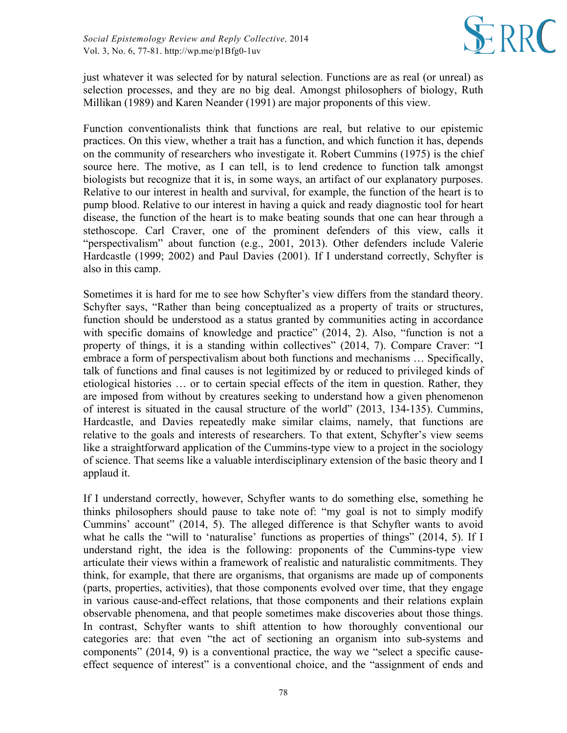just whatever it was selected for by natural selection. Functions are as real (or unreal) as selection processes, and they are no big deal. Amongst philosophers of biology, Ruth Millikan (1989) and Karen Neander (1991) are major proponents of this view.

Function conventionalists think that functions are real, but relative to our epistemic practices. On this view, whether a trait has a function, and which function it has, depends on the community of researchers who investigate it. Robert Cummins (1975) is the chief source here. The motive, as I can tell, is to lend credence to function talk amongst biologists but recognize that it is, in some ways, an artifact of our explanatory purposes. Relative to our interest in health and survival, for example, the function of the heart is to pump blood. Relative to our interest in having a quick and ready diagnostic tool for heart disease, the function of the heart is to make beating sounds that one can hear through a stethoscope. Carl Craver, one of the prominent defenders of this view, calls it "perspectivalism" about function (e.g., 2001, 2013). Other defenders include Valerie Hardcastle (1999; 2002) and Paul Davies (2001). If I understand correctly, Schyfter is also in this camp.

Sometimes it is hard for me to see how Schyfter's view differs from the standard theory. Schyfter says, "Rather than being conceptualized as a property of traits or structures, function should be understood as a status granted by communities acting in accordance with specific domains of knowledge and practice" (2014, 2). Also, "function is not a property of things, it is a standing within collectives" (2014, 7). Compare Craver: "I embrace a form of perspectivalism about both functions and mechanisms … Specifically, talk of functions and final causes is not legitimized by or reduced to privileged kinds of etiological histories … or to certain special effects of the item in question. Rather, they are imposed from without by creatures seeking to understand how a given phenomenon of interest is situated in the causal structure of the world" (2013, 134-135). Cummins, Hardcastle, and Davies repeatedly make similar claims, namely, that functions are relative to the goals and interests of researchers. To that extent, Schyfter's view seems like a straightforward application of the Cummins-type view to a project in the sociology of science. That seems like a valuable interdisciplinary extension of the basic theory and I applaud it.

If I understand correctly, however, Schyfter wants to do something else, something he thinks philosophers should pause to take note of: "my goal is not to simply modify Cummins' account" (2014, 5). The alleged difference is that Schyfter wants to avoid what he calls the "will to 'naturalise' functions as properties of things" (2014, 5). If I understand right, the idea is the following: proponents of the Cummins-type view articulate their views within a framework of realistic and naturalistic commitments. They think, for example, that there are organisms, that organisms are made up of components (parts, properties, activities), that those components evolved over time, that they engage in various cause-and-effect relations, that those components and their relations explain observable phenomena, and that people sometimes make discoveries about those things. In contrast, Schyfter wants to shift attention to how thoroughly conventional our categories are: that even "the act of sectioning an organism into sub-systems and components" (2014, 9) is a conventional practice, the way we "select a specific cause-effect sequence of interest" is a conventional choice, and the "assignment of ends and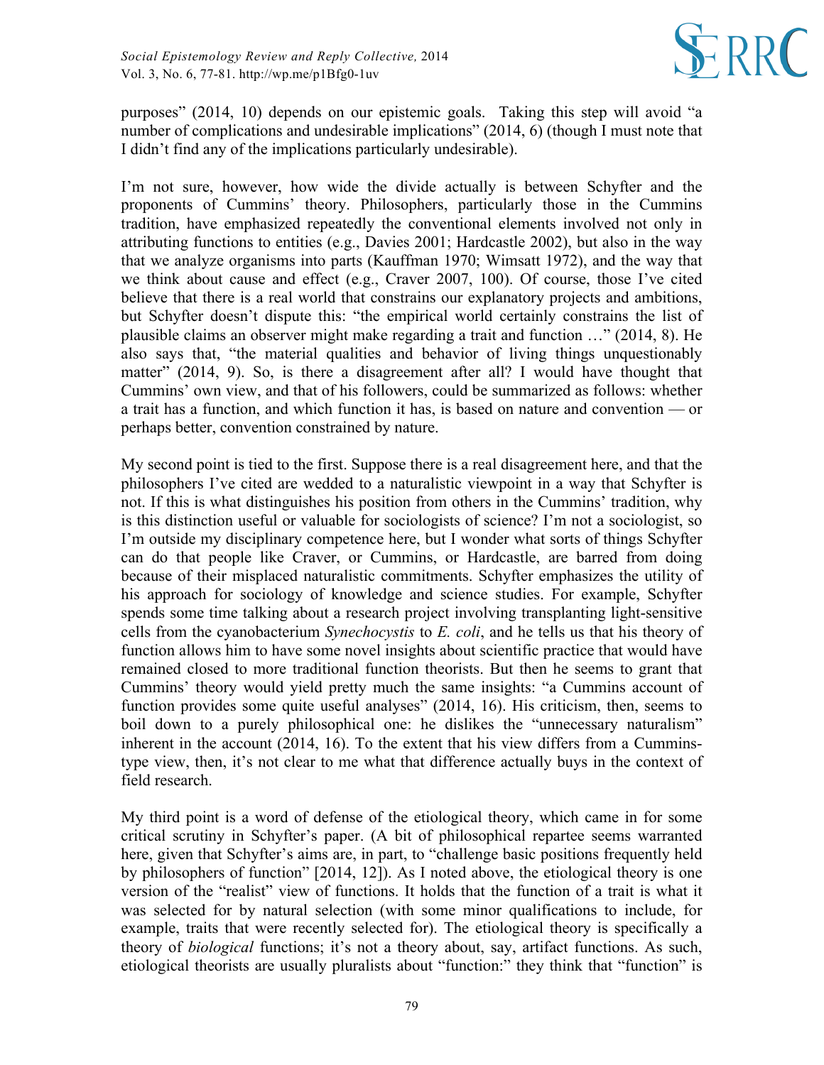purposes" (2014, 10) depends on our epistemic goals. Taking this step will avoid "a number of complications and undesirable implications" (2014, 6) (though I must note that I didn't find any of the implications particularly undesirable).

I'm not sure, however, how wide the divide actually is between Schyfter and the proponents of Cummins' theory. Philosophers, particularly those in the Cummins tradition, have emphasized repeatedly the conventional elements involved not only in attributing functions to entities (e.g., Davies 2001; Hardcastle 2002), but also in the way that we analyze organisms into parts (Kauffman 1970; Wimsatt 1972), and the way that we think about cause and effect (e.g., Craver 2007, 100). Of course, those I've cited believe that there is a real world that constrains our explanatory projects and ambitions, but Schyfter doesn't dispute this: "the empirical world certainly constrains the list of plausible claims an observer might make regarding a trait and function …" (2014, 8). He also says that, "the material qualities and behavior of living things unquestionably matter" (2014, 9). So, is there a disagreement after all? I would have thought that Cummins' own view, and that of his followers, could be summarized as follows: whether a trait has a function, and which function it has, is based on nature and convention — or perhaps better, convention constrained by nature.

My second point is tied to the first. Suppose there is a real disagreement here, and that the philosophers I've cited are wedded to a naturalistic viewpoint in a way that Schyfter is not. If this is what distinguishes his position from others in the Cummins' tradition, why is this distinction useful or valuable for sociologists of science? I'm not a sociologist, so I'm outside my disciplinary competence here, but I wonder what sorts of things Schyfter can do that people like Craver, or Cummins, or Hardcastle, are barred from doing because of their misplaced naturalistic commitments. Schyfter emphasizes the utility of his approach for sociology of knowledge and science studies. For example, Schyfter spends some time talking about a research project involving transplanting light-sensitive cells from the cyanobacterium *Synechocystis* to *E. coli*, and he tells us that his theory of function allows him to have some novel insights about scientific practice that would have remained closed to more traditional function theorists. But then he seems to grant that Cummins' theory would yield pretty much the same insights: "a Cummins account of function provides some quite useful analyses" (2014, 16). His criticism, then, seems to boil down to a purely philosophical one: he dislikes the "unnecessary naturalism" inherent in the account (2014, 16). To the extent that his view differs from a Cummins-type view, then, it's not clear to me what that difference actually buys in the context of field research.

My third point is a word of defense of the etiological theory, which came in for some critical scrutiny in Schyfter's paper. (A bit of philosophical repartee seems warranted here, given that Schyfter's aims are, in part, to "challenge basic positions frequently held by philosophers of function" [2014, 12]). As I noted above, the etiological theory is one version of the "realist" view of functions. It holds that the function of a trait is what it was selected for by natural selection (with some minor qualifications to include, for example, traits that were recently selected for). The etiological theory is specifically a theory of *biological* functions; it's not a theory about, say, artifact functions. As such, etiological theorists are usually pluralists about "function:" they think that "function" is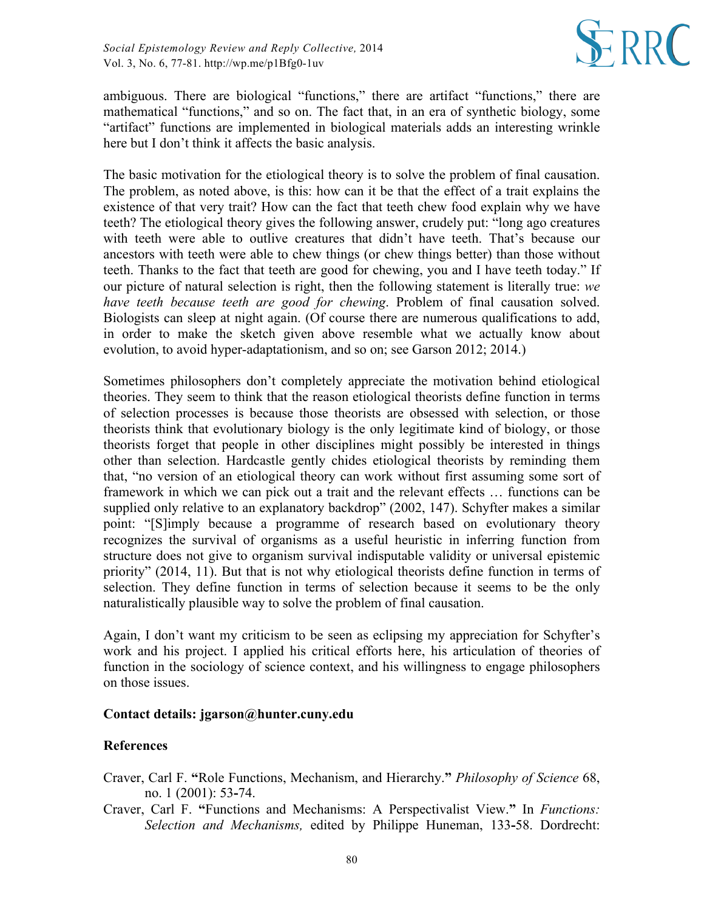ambiguous. There are biological "functions," there are artifact "functions," there are mathematical "functions," and so on. The fact that, in an era of synthetic biology, some "artifact" functions are implemented in biological materials adds an interesting wrinkle here but I don't think it affects the basic analysis.

The basic motivation for the etiological theory is to solve the problem of final causation. The problem, as noted above, is this: how can it be that the effect of a trait explains the existence of that very trait? How can the fact that teeth chew food explain why we have teeth? The etiological theory gives the following answer, crudely put: "long ago creatures with teeth were able to outlive creatures that didn't have teeth. That's because our ancestors with teeth were able to chew things (or chew things better) than those without teeth. Thanks to the fact that teeth are good for chewing, you and I have teeth today." If our picture of natural selection is right, then the following statement is literally true: *we have teeth because teeth are good for chewing*. Problem of final causation solved. Biologists can sleep at night again. (Of course there are numerous qualifications to add, in order to make the sketch given above resemble what we actually know about evolution, to avoid hyper-adaptationism, and so on; see Garson 2012; 2014.)

Sometimes philosophers don't completely appreciate the motivation behind etiological theories. They seem to think that the reason etiological theorists define function in terms of selection processes is because those theorists are obsessed with selection, or those theorists think that evolutionary biology is the only legitimate kind of biology, or those theorists forget that people in other disciplines might possibly be interested in things other than selection. Hardcastle gently chides etiological theorists by reminding them that, "no version of an etiological theory can work without first assuming some sort of framework in which we can pick out a trait and the relevant effects … functions can be supplied only relative to an explanatory backdrop" (2002, 147). Schyfter makes a similar point: "[S]imply because a programme of research based on evolutionary theory recognizes the survival of organisms as a useful heuristic in inferring function from structure does not give to organism survival indisputable validity or universal epistemic priority" (2014, 11). But that is not why etiological theorists define function in terms of selection. They define function in terms of selection because it seems to be the only naturalistically plausible way to solve the problem of final causation.

Again, I don't want my criticism to be seen as eclipsing my appreciation for Schyfter's work and his project. I applied his critical efforts here, his articulation of theories of function in the sociology of science context, and his willingness to engage philosophers on those issues.

**Contact details: jgarson@hunter.cuny.edu**

**References**

Craver, Carl F. **"**Role Functions, Mechanism, and Hierarchy.**"** *Philosophy of Science* 68, no. 1 (2001): 53-74.

Craver, Carl F. **"**Functions and Mechanisms: A Perspectivalist View.**"** In *Functions: Selection and Mechanisms,* edited by Philippe Huneman, 133-58. Dordrecht: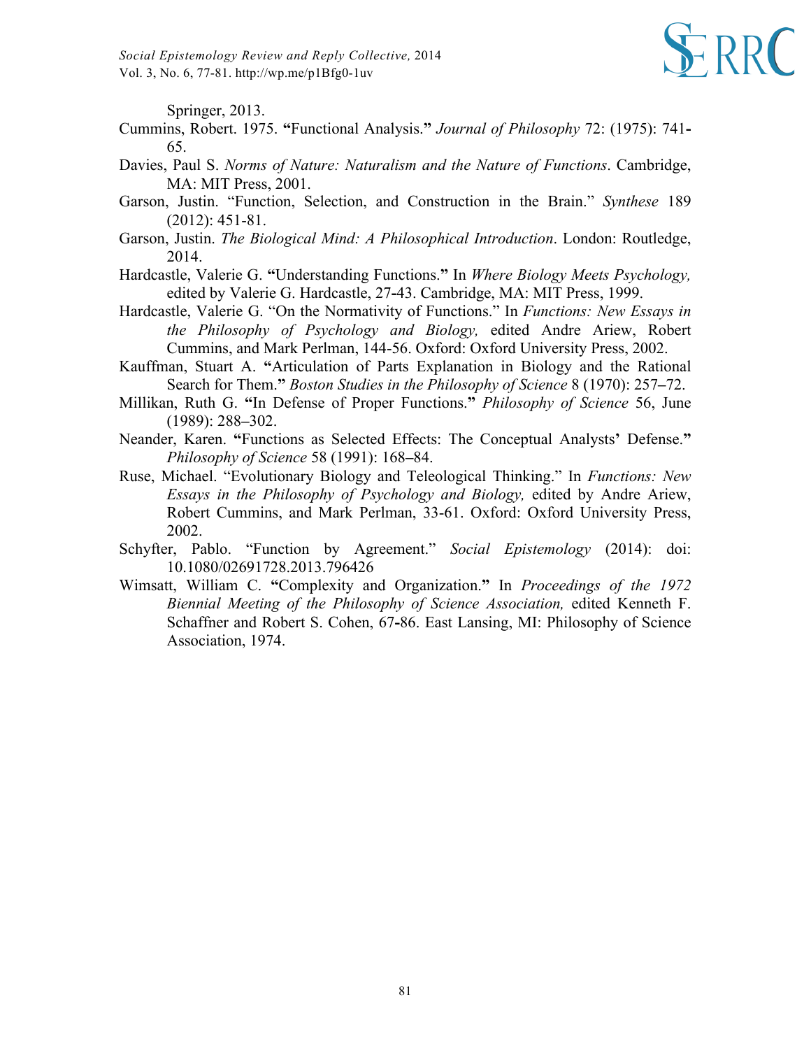Springer, 2013.

Cummins, Robert. 1975. "Functional Analysis." *Journal of Philosophy* 72: (1975): 741-65.

Davies, Paul S. *Norms of Nature: Naturalism and the Nature of Functions*. Cambridge, MA: MIT Press, 2001.

Garson, Justin. "Function, Selection, and Construction in the Brain." *Synthese* 189 (2012): 451-81.

Garson, Justin. *The Biological Mind: A Philosophical Introduction*. London: Routledge, 2014.

Hardcastle, Valerie G. "Understanding Functions." In *Where Biology Meets Psychology,* edited by Valerie G. Hardcastle, 27-43. Cambridge, MA: MIT Press, 1999.

Hardcastle, Valerie G. "On the Normativity of Functions." In *Functions: New Essays in the Philosophy of Psychology and Biology,* edited Andre Ariew, Robert Cummins, and Mark Perlman, 144-56. Oxford: Oxford University Press, 2002.

Kauffman, Stuart A. "Articulation of Parts Explanation in Biology and the Rational Search for Them." *Boston Studies in the Philosophy of Science* 8 (1970): 257–72.

Millikan, Ruth G. "In Defense of Proper Functions." *Philosophy of Science* 56, June (1989): 288–302.

Neander, Karen. "Functions as Selected Effects: The Conceptual Analysts' Defense." *Philosophy of Science* 58 (1991): 168–84.

Ruse, Michael. "Evolutionary Biology and Teleological Thinking." In *Functions: New Essays in the Philosophy of Psychology and Biology,* edited by Andre Ariew, Robert Cummins, and Mark Perlman, 33-61. Oxford: Oxford University Press, 2002.

Schyfter, Pablo. "Function by Agreement." *Social Epistemology* (2014): doi: 10.1080/02691728.2013.796426

Wimsatt, William C. "Complexity and Organization." In *Proceedings of the 1972 Biennial Meeting of the Philosophy of Science Association,* edited Kenneth F. Schaffner and Robert S. Cohen, 67-86. East Lansing, MI: Philosophy of Science Association, 1974.